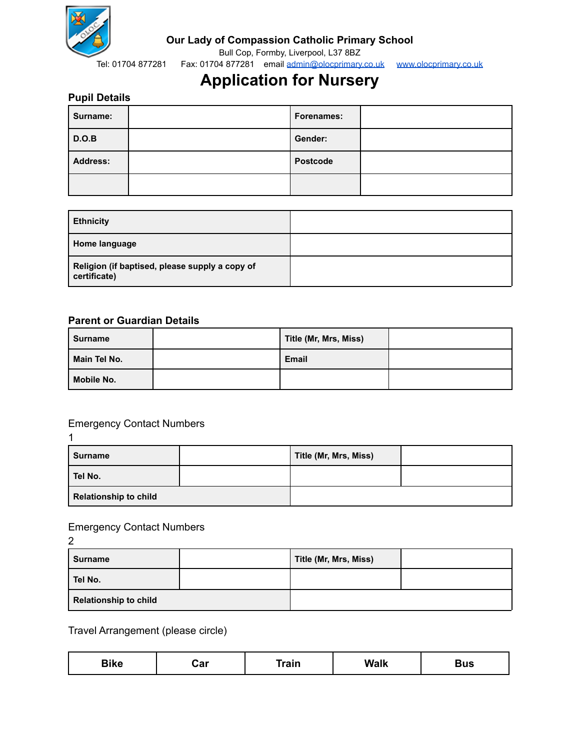**Our Lady of Compassion Catholic Primary School**

Bull Cop, Formby, Liverpool, L37 8BZ

Tel: 01704 877281 Fax: 01704 877281 email admin@olocprimary.co.uk www.olocprimary.co.uk

# Application for Nursery

## Pupil Details

| **Surname:** | | **Forenames:** | |
|---|---|---|---|
| **D.O.B** | | **Gender:** | |
| **Address:** | | **Postcode** | |
| | | | |

| **Ethnicity** | |
|---|---|
| **Home language** | |
| **Religion (if baptised, please supply a copy of certificate)** | |

## Parent or Guardian Details

| **Surname** | | **Title (Mr, Mrs, Miss)** | |
|---|---|---|---|
| **Main Tel No.** | | **Email** | |
| **Mobile No.** | | | |

Emergency Contact Numbers
1

| **Surname** | | **Title (Mr, Mrs, Miss)** | |
|---|---|---|---|
| **Tel No.** | | | |
| **Relationship to child** | | | |

Emergency Contact Numbers
2

| **Surname** | | **Title (Mr, Mrs, Miss)** | |
|---|---|---|---|
| **Tel No.** | | | |
| **Relationship to child** | | | |

Travel Arrangement (please circle)

| **Bike** | **Car** | **Train** | **Walk** | **Bus** |
|---|---|---|---|---|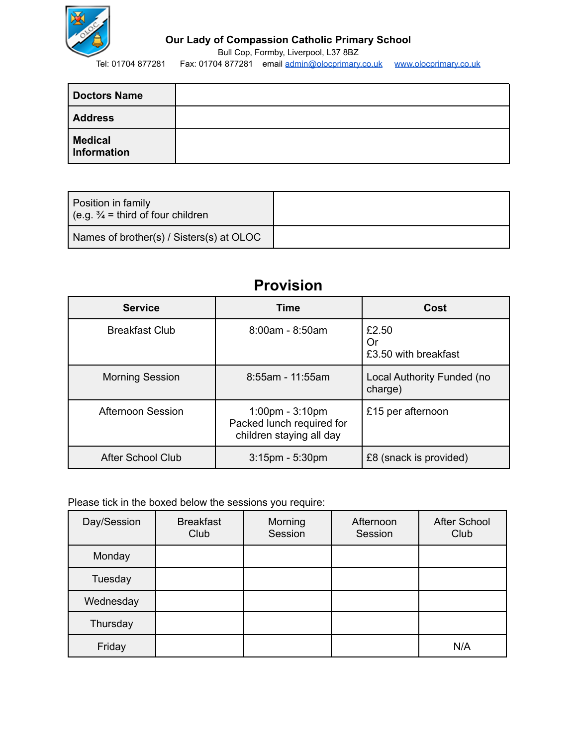**Our Lady of Compassion Catholic Primary School**

Bull Cop, Formby, Liverpool, L37 8BZ

Tel: 01704 877281 Fax: 01704 877281 email admin@olocprimary.co.uk www.olocprimary.co.uk

| | |
|---|---|
| **Doctors Name** | |
| **Address** | |
| **Medical Information** | |

| | |
|---|---|
| Position in family (e.g. ¾ = third of four children | |
| Names of brother(s) / Sisters(s) at OLOC | |

## Provision

| Service | Time | Cost |
|---|---|---|
| Breakfast Club | 8:00am - 8:50am | £2.50 Or £3.50 with breakfast |
| Morning Session | 8:55am - 11:55am | Local Authority Funded (no charge) |
| Afternoon Session | 1:00pm - 3:10pm Packed lunch required for children staying all day | £15 per afternoon |
| After School Club | 3:15pm - 5:30pm | £8 (snack is provided) |

Please tick in the boxed below the sessions you require:

| Day/Session | Breakfast Club | Morning Session | Afternoon Session | After School Club |
|---|---|---|---|---|
| Monday | | | | |
| Tuesday | | | | |
| Wednesday | | | | |
| Thursday | | | | |
| Friday | | | | N/A |